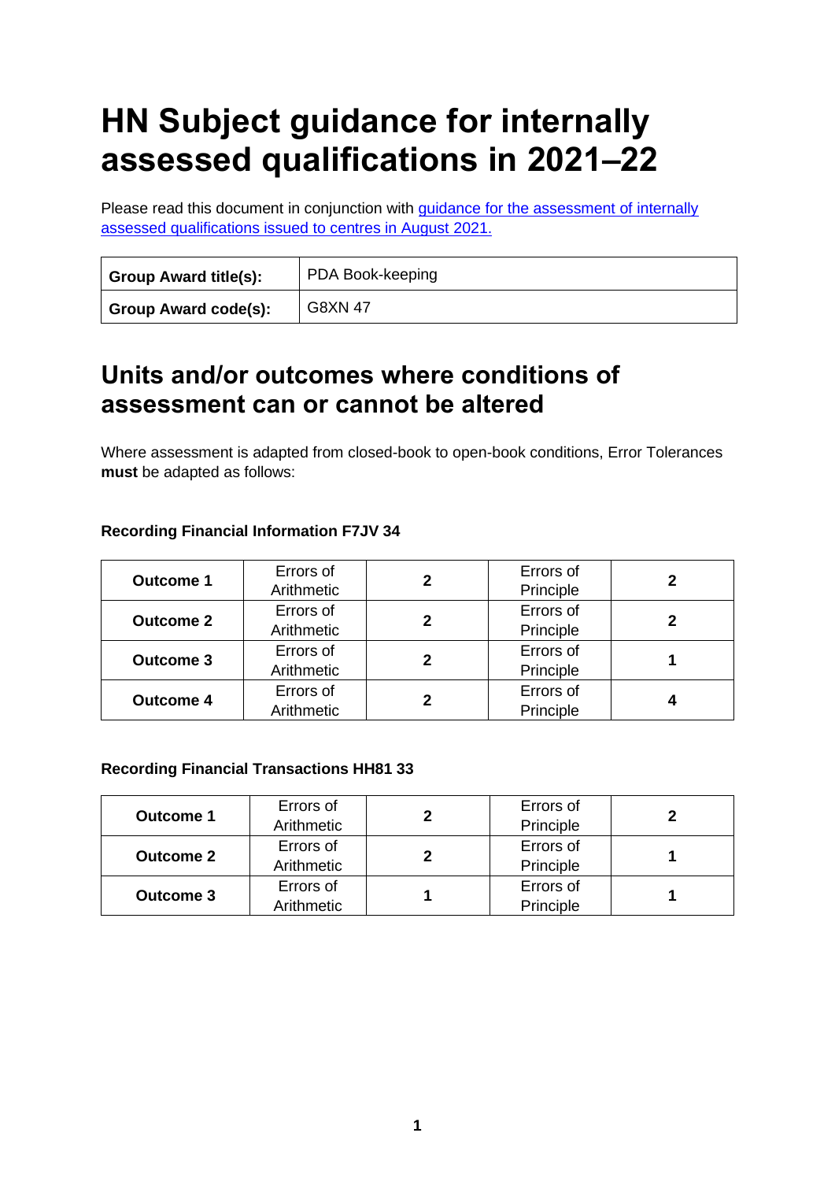# HN Subject guidance for internally assessed qualifications in 2021–22

Please read this document in conjunction with [guidance for the assessment of internally assessed qualifications issued to centres in August 2021.]()

| Group Award title(s): | PDA Book-keeping |
|---|---|
| **Group Award code(s):** | G8XN 47 |

## Units and/or outcomes where conditions of assessment can or cannot be altered

Where assessment is adapted from closed-book to open-book conditions, Error Tolerances **must** be adapted as follows:

**Recording Financial Information F7JV 34**

| | | | | |
|---|---|---|---|---|
| **Outcome 1** | Errors of Arithmetic | **2** | Errors of Principle | **2** |
| **Outcome 2** | Errors of Arithmetic | **2** | Errors of Principle | **2** |
| **Outcome 3** | Errors of Arithmetic | **2** | Errors of Principle | **1** |
| **Outcome 4** | Errors of Arithmetic | **2** | Errors of Principle | **4** |

**Recording Financial Transactions HH81 33**

| | | | | |
|---|---|---|---|---|
| **Outcome 1** | Errors of Arithmetic | **2** | Errors of Principle | **2** |
| **Outcome 2** | Errors of Arithmetic | **2** | Errors of Principle | **1** |
| **Outcome 3** | Errors of Arithmetic | **1** | Errors of Principle | **1** |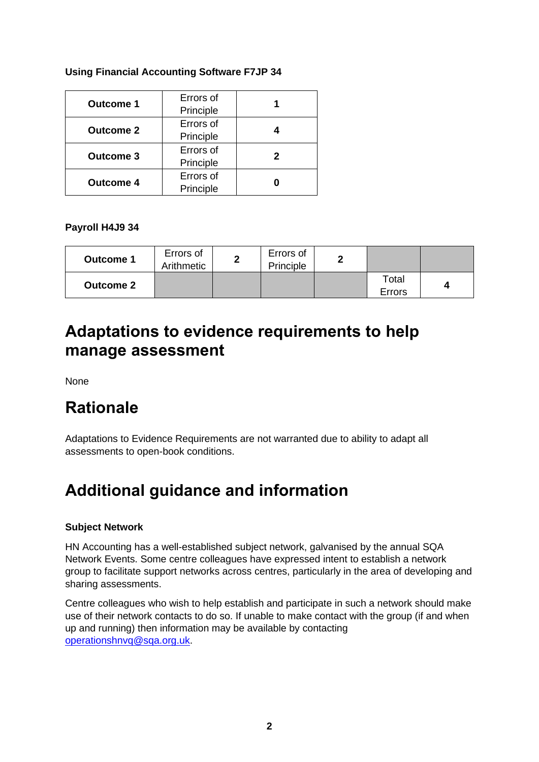**Using Financial Accounting Software F7JP 34**

| | | |
|---|---|---|
| **Outcome 1** | Errors of Principle | **1** |
| **Outcome 2** | Errors of Principle | **4** |
| **Outcome 3** | Errors of Principle | **2** |
| **Outcome 4** | Errors of Principle | **0** |

**Payroll H4J9 34**

| | | | | | | |
|---|---|---|---|---|---|---|
| **Outcome 1** | Errors of Arithmetic | **2** | Errors of Principle | **2** | | |
| **Outcome 2** | | | | | Total Errors | **4** |

# Adaptations to evidence requirements to help manage assessment

None

# Rationale

Adaptations to Evidence Requirements are not warranted due to ability to adapt all assessments to open-book conditions.

# Additional guidance and information

**Subject Network**

HN Accounting has a well-established subject network, galvanised by the annual SQA Network Events. Some centre colleagues have expressed intent to establish a network group to facilitate support networks across centres, particularly in the area of developing and sharing assessments.

Centre colleagues who wish to help establish and participate in such a network should make use of their network contacts to do so. If unable to make contact with the group (if and when up and running) then information may be available by contacting operationshnvq@sqa.org.uk.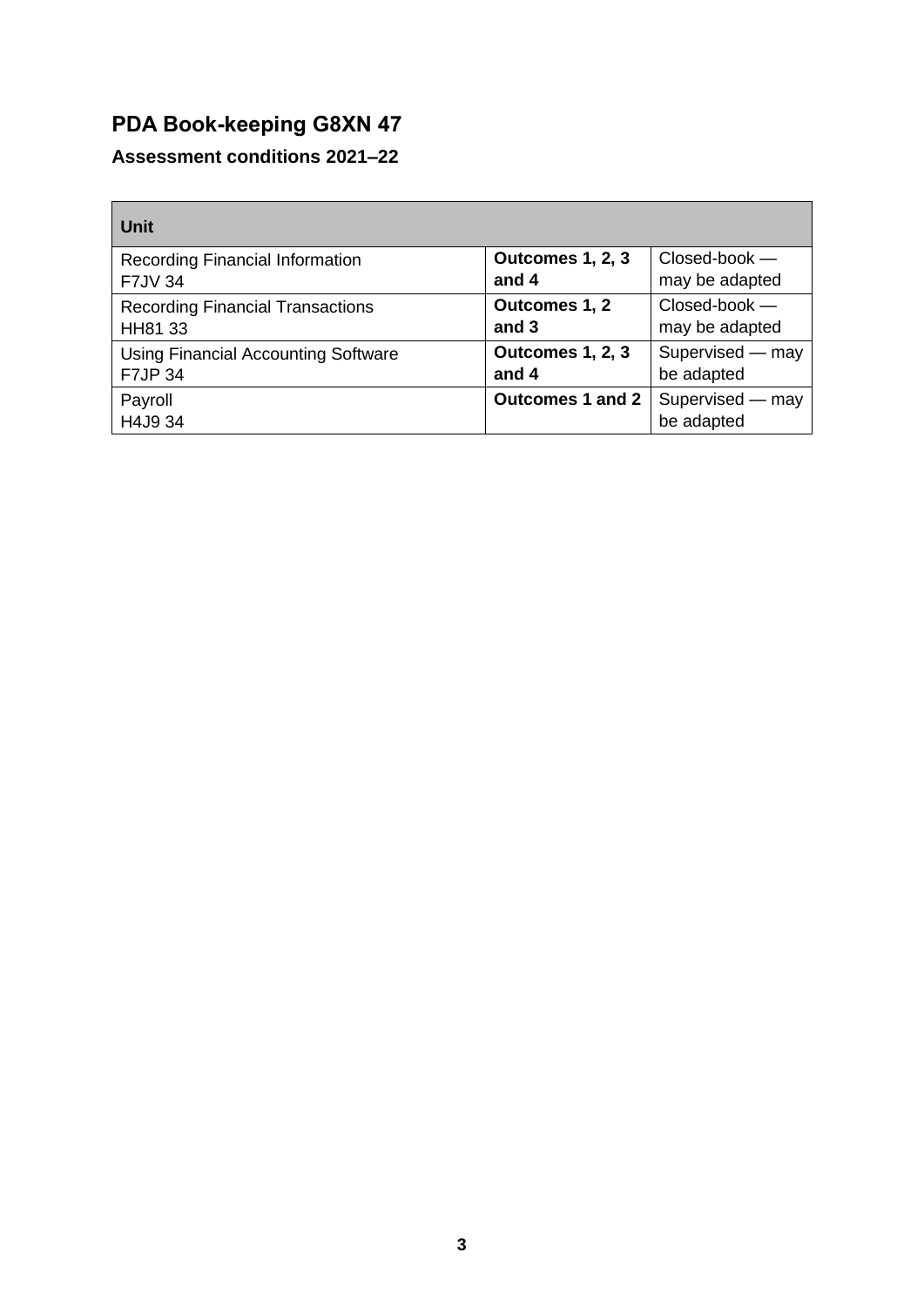## PDA Book-keeping G8XN 47

### Assessment conditions 2021–22

| Unit | | |
| --- | --- | --- |
| Recording Financial Information F7JV 34 | **Outcomes 1, 2, 3 and 4** | Closed-book — may be adapted |
| Recording Financial Transactions HH81 33 | **Outcomes 1, 2 and 3** | Closed-book — may be adapted |
| Using Financial Accounting Software F7JP 34 | **Outcomes 1, 2, 3 and 4** | Supervised — may be adapted |
| Payroll H4J9 34 | **Outcomes 1 and 2** | Supervised — may be adapted |